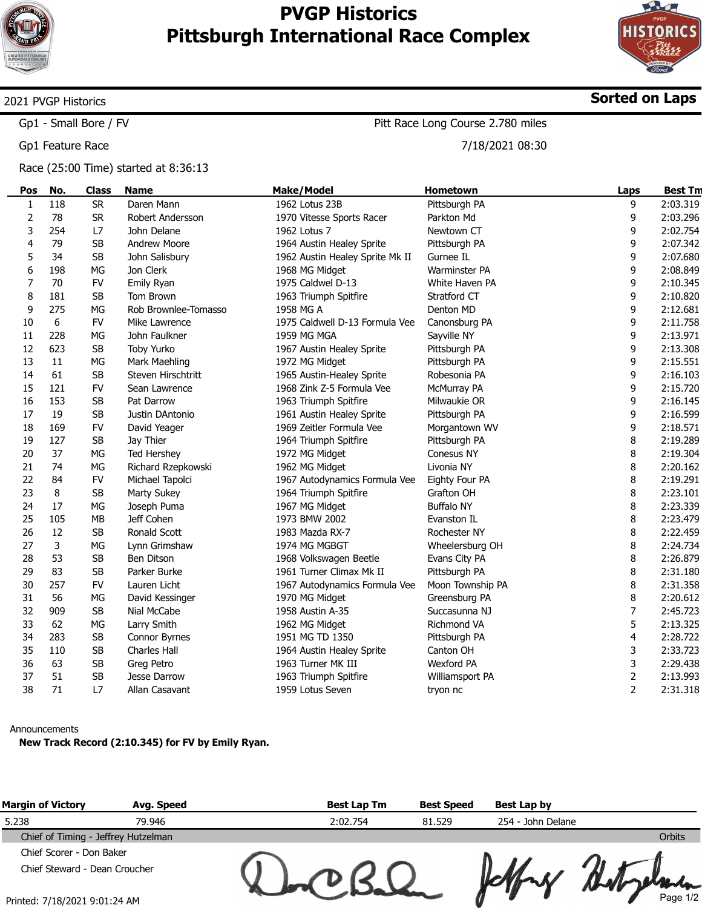# PVGP Historics
# Pittsburgh International Race Complex

2021 PVGP Historics **Sorted on Laps**

Gp1 - Small Bore / FV — Pitt Race Long Course 2.780 miles

Gp1 Feature Race — 7/18/2021 08:30

Race (25:00 Time) started at 8:36:13

| Pos | No. | Class | Name | Make/Model | Hometown | Laps | Best Tm |
|---|---|---|---|---|---|---|---|
| 1 | 118 | SR | Daren Mann | 1962 Lotus 23B | Pittsburgh PA | 9 | 2:03.319 |
| 2 | 78 | SR | Robert Andersson | 1970 Vitesse Sports Racer | Parkton Md | 9 | 2:03.296 |
| 3 | 254 | L7 | John Delane | 1962 Lotus 7 | Newtown CT | 9 | 2:02.754 |
| 4 | 79 | SB | Andrew Moore | 1964 Austin Healey Sprite | Pittsburgh PA | 9 | 2:07.342 |
| 5 | 34 | SB | John Salisbury | 1962 Austin Healey Sprite Mk II | Gurnee IL | 9 | 2:07.680 |
| 6 | 198 | MG | Jon Clerk | 1968 MG Midget | Warminster PA | 9 | 2:08.849 |
| 7 | 70 | FV | Emily Ryan | 1975 Caldwel D-13 | White Haven PA | 9 | 2:10.345 |
| 8 | 181 | SB | Tom Brown | 1963 Triumph Spitfire | Stratford CT | 9 | 2:10.820 |
| 9 | 275 | MG | Rob Brownlee-Tomasso | 1958 MG A | Denton MD | 9 | 2:12.681 |
| 10 | 6 | FV | Mike Lawrence | 1975 Caldwell D-13 Formula Vee | Canonsburg PA | 9 | 2:11.758 |
| 11 | 228 | MG | John Faulkner | 1959 MG MGA | Sayville NY | 9 | 2:13.971 |
| 12 | 623 | SB | Toby Yurko | 1967 Austin Healey Sprite | Pittsburgh PA | 9 | 2:13.308 |
| 13 | 11 | MG | Mark Maehling | 1972 MG Midget | Pittsburgh PA | 9 | 2:15.551 |
| 14 | 61 | SB | Steven Hirschtritt | 1965 Austin-Healey Sprite | Robesonia PA | 9 | 2:16.103 |
| 15 | 121 | FV | Sean Lawrence | 1968 Zink Z-5 Formula Vee | McMurray PA | 9 | 2:15.720 |
| 16 | 153 | SB | Pat Darrow | 1963 Triumph Spitfire | Milwaukie OR | 9 | 2:16.145 |
| 17 | 19 | SB | Justin DAntonio | 1961 Austin Healey Sprite | Pittsburgh PA | 9 | 2:16.599 |
| 18 | 169 | FV | David Yeager | 1969 Zeitler Formula Vee | Morgantown WV | 9 | 2:18.571 |
| 19 | 127 | SB | Jay Thier | 1964 Triumph Spitfire | Pittsburgh PA | 8 | 2:19.289 |
| 20 | 37 | MG | Ted Hershey | 1972 MG Midget | Conesus NY | 8 | 2:19.304 |
| 21 | 74 | MG | Richard Rzepkowski | 1962 MG Midget | Livonia NY | 8 | 2:20.162 |
| 22 | 84 | FV | Michael Tapolci | 1967 Autodynamics Formula Vee | Eighty Four PA | 8 | 2:19.291 |
| 23 | 8 | SB | Marty Sukey | 1964 Triumph Spitfire | Grafton OH | 8 | 2:23.101 |
| 24 | 17 | MG | Joseph Puma | 1967 MG Midget | Buffalo NY | 8 | 2:23.339 |
| 25 | 105 | MB | Jeff Cohen | 1973 BMW 2002 | Evanston IL | 8 | 2:23.479 |
| 26 | 12 | SB | Ronald Scott | 1983 Mazda RX-7 | Rochester NY | 8 | 2:22.459 |
| 27 | 3 | MG | Lynn Grimshaw | 1974 MG MGBGT | Wheelersburg OH | 8 | 2:24.734 |
| 28 | 53 | SB | Ben Ditson | 1968 Volkswagen Beetle | Evans City PA | 8 | 2:26.879 |
| 29 | 83 | SB | Parker Burke | 1961 Turner Climax Mk II | Pittsburgh PA | 8 | 2:31.180 |
| 30 | 257 | FV | Lauren Licht | 1967 Autodynamics Formula Vee | Moon Township PA | 8 | 2:31.358 |
| 31 | 56 | MG | David Kessinger | 1970 MG Midget | Greensburg PA | 8 | 2:20.612 |
| 32 | 909 | SB | Nial McCabe | 1958 Austin A-35 | Succasunna NJ | 7 | 2:45.723 |
| 33 | 62 | MG | Larry Smith | 1962 MG Midget | Richmond VA | 5 | 2:13.325 |
| 34 | 283 | SB | Connor Byrnes | 1951 MG TD 1350 | Pittsburgh PA | 4 | 2:28.722 |
| 35 | 110 | SB | Charles Hall | 1964 Austin Healey Sprite | Canton OH | 3 | 2:33.723 |
| 36 | 63 | SB | Greg Petro | 1963 Turner MK III | Wexford PA | 3 | 2:29.438 |
| 37 | 51 | SB | Jesse Darrow | 1963 Triumph Spitfire | Williamsport PA | 2 | 2:13.993 |
| 38 | 71 | L7 | Allan Casavant | 1959 Lotus Seven | tryon nc | 2 | 2:31.318 |

Announcements

**New Track Record (2:10.345) for FV by Emily Ryan.**

| Margin of Victory | Avg. Speed | Best Lap Tm | Best Speed | Best Lap by |
|---|---|---|---|---|
| 5.238 | 79.946 | 2:02.754 | 81.529 | 254 - John Delane |

Chief of Timing - Jeffrey Hutzelman — Orbits

Chief Scorer - Don Baker

Chief Steward - Dean Croucher

Printed: 7/18/2021 9:01:24 AM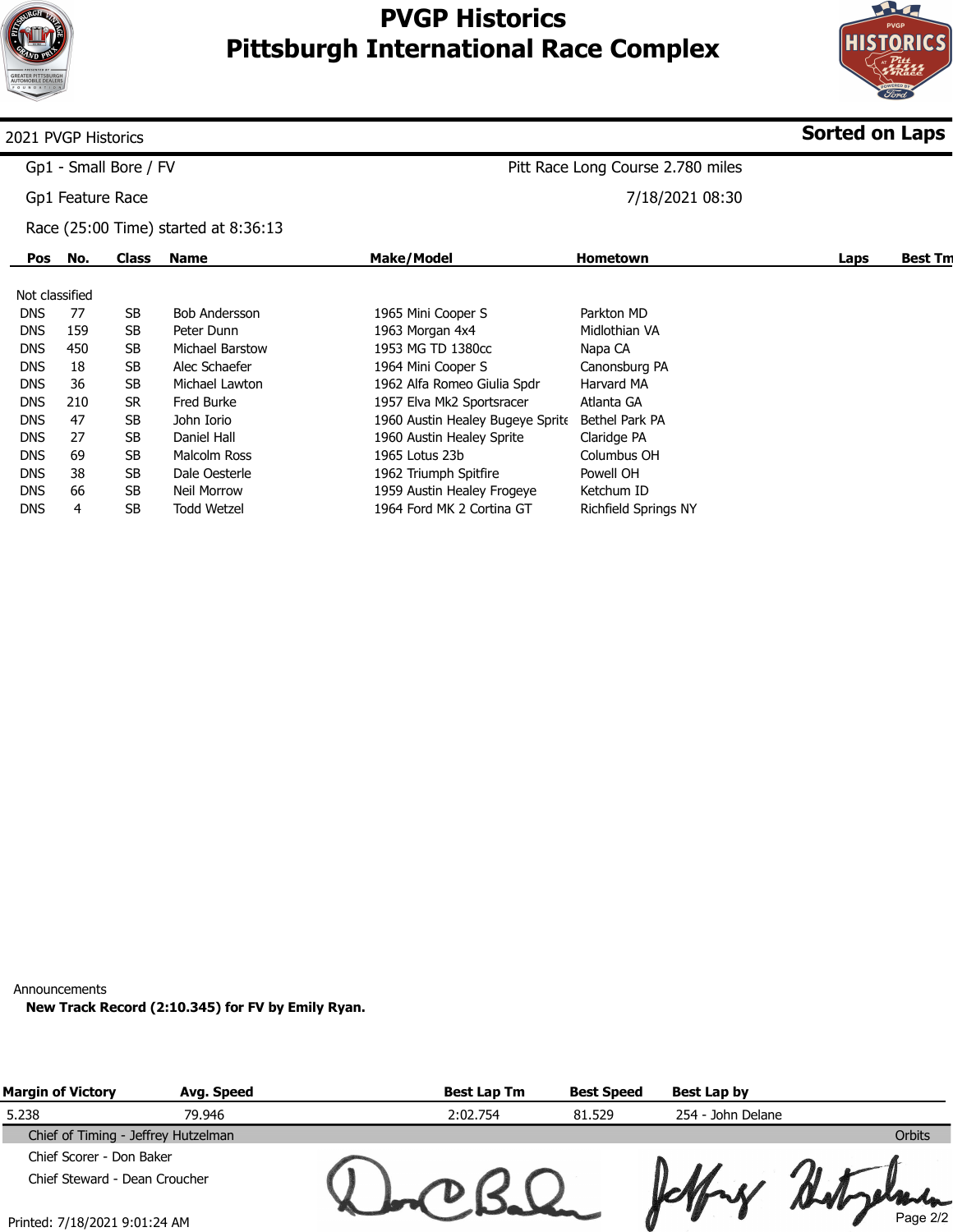# PVGP Historics
# Pittsburgh International Race Complex

2021 PVGP Historics | **Sorted on Laps**

Gp1 - Small Bore / FV — Pitt Race Long Course 2.780 miles

Gp1 Feature Race — 7/18/2021 08:30

Race (25:00 Time) started at 8:36:13

| Pos | No. | Class | Name | Make/Model | Hometown | Laps | Best Tm |
|---|---|---|---|---|---|---|---|
| Not classified | | | | | | | |
| DNS | 77 | SB | Bob Andersson | 1965 Mini Cooper S | Parkton MD | | |
| DNS | 159 | SB | Peter Dunn | 1963 Morgan 4x4 | Midlothian VA | | |
| DNS | 450 | SB | Michael Barstow | 1953 MG TD 1380cc | Napa CA | | |
| DNS | 18 | SB | Alec Schaefer | 1964 Mini Cooper S | Canonsburg PA | | |
| DNS | 36 | SB | Michael Lawton | 1962 Alfa Romeo Giulia Spdr | Harvard MA | | |
| DNS | 210 | SR | Fred Burke | 1957 Elva Mk2 Sportsracer | Atlanta GA | | |
| DNS | 47 | SB | John Iorio | 1960 Austin Healey Bugeye Sprite | Bethel Park PA | | |
| DNS | 27 | SB | Daniel Hall | 1960 Austin Healey Sprite | Claridge PA | | |
| DNS | 69 | SB | Malcolm Ross | 1965 Lotus 23b | Columbus OH | | |
| DNS | 38 | SB | Dale Oesterle | 1962 Triumph Spitfire | Powell OH | | |
| DNS | 66 | SB | Neil Morrow | 1959 Austin Healey Frogeye | Ketchum ID | | |
| DNS | 4 | SB | Todd Wetzel | 1964 Ford MK 2 Cortina GT | Richfield Springs NY | | |

Announcements

**New Track Record (2:10.345) for FV by Emily Ryan.**

| Margin of Victory | Avg. Speed | Best Lap Tm | Best Speed | Best Lap by |
|---|---|---|---|---|
| 5.238 | 79.946 | 2:02.754 | 81.529 | 254 - John Delane |

Chief of Timing - Jeffrey Hutzelman — Orbits

Chief Scorer - Don Baker

Chief Steward - Dean Croucher

Printed: 7/18/2021 9:01:24 AM